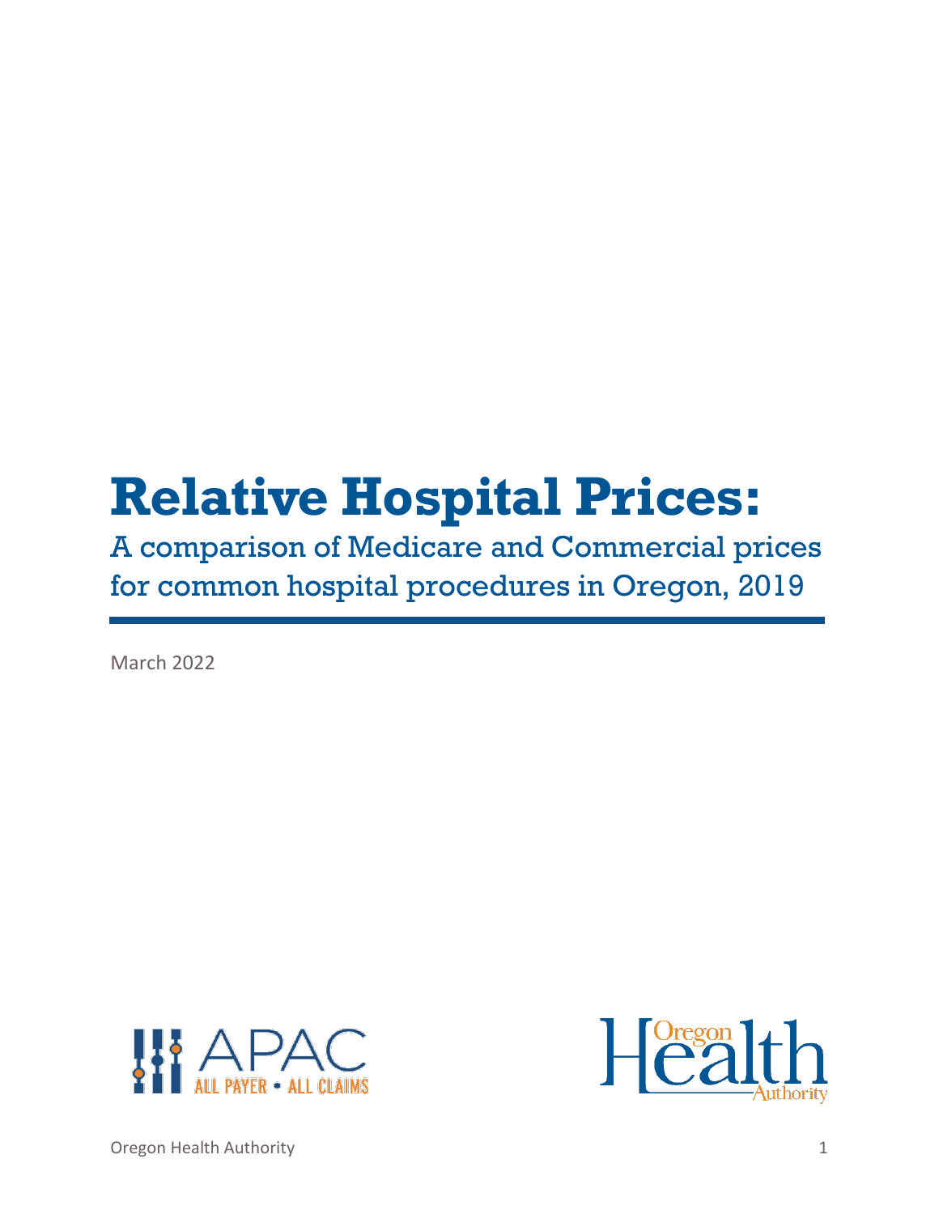# Relative Hospital Prices:

## A comparison of Medicare and Commercial prices for common hospital procedures in Oregon, 2019

March 2022

APAC ALL PAYER • ALL CLAIMS

Oregon Health Authority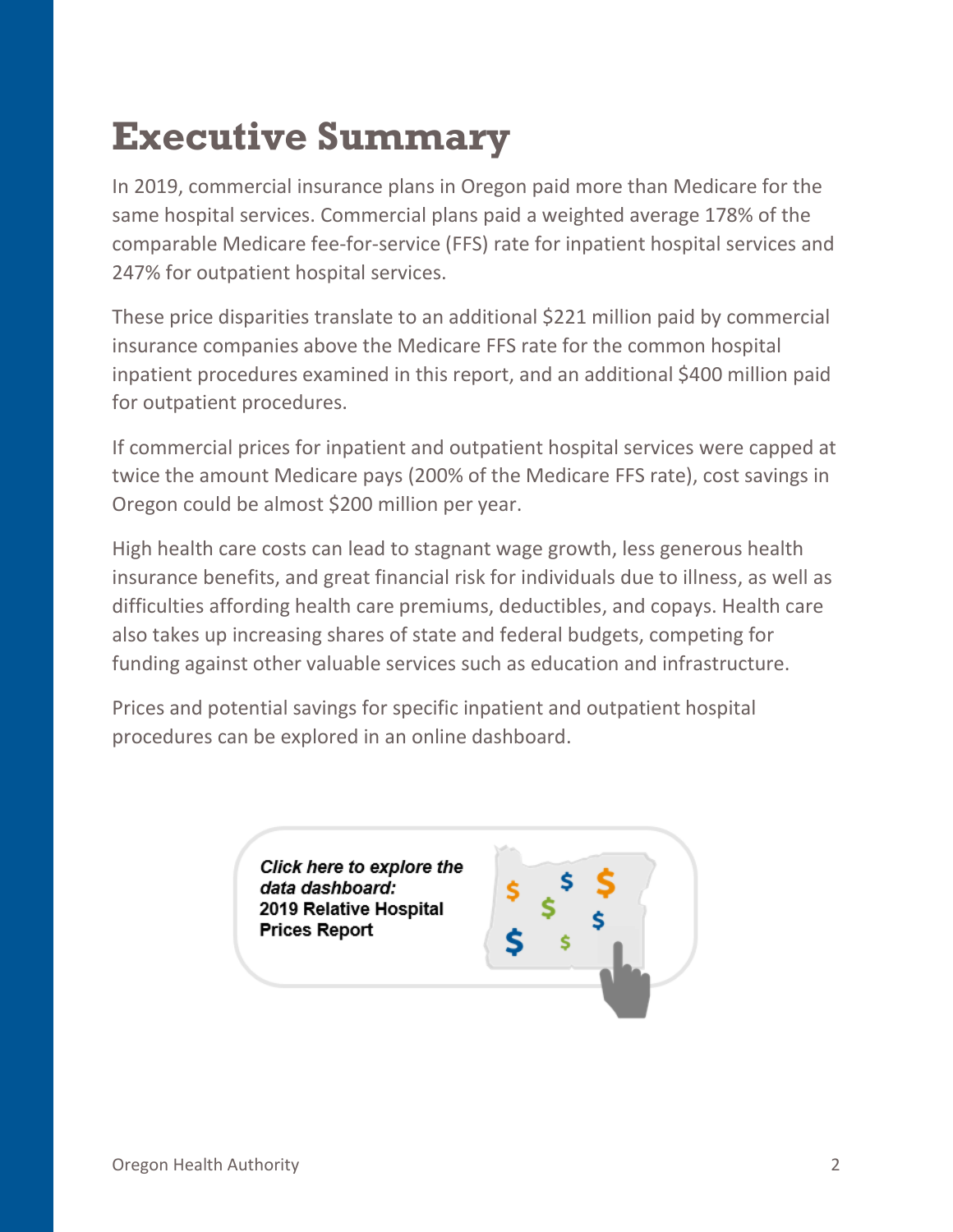# Executive Summary

In 2019, commercial insurance plans in Oregon paid more than Medicare for the same hospital services. Commercial plans paid a weighted average 178% of the comparable Medicare fee-for-service (FFS) rate for inpatient hospital services and 247% for outpatient hospital services.

These price disparities translate to an additional $221 million paid by commercial insurance companies above the Medicare FFS rate for the common hospital inpatient procedures examined in this report, and an additional $400 million paid for outpatient procedures.

If commercial prices for inpatient and outpatient hospital services were capped at twice the amount Medicare pays (200% of the Medicare FFS rate), cost savings in Oregon could be almost $200 million per year.

High health care costs can lead to stagnant wage growth, less generous health insurance benefits, and great financial risk for individuals due to illness, as well as difficulties affording health care premiums, deductibles, and copays. Health care also takes up increasing shares of state and federal budgets, competing for funding against other valuable services such as education and infrastructure.

Prices and potential savings for specific inpatient and outpatient hospital procedures can be explored in an online dashboard.

***Click here to explore the data dashboard:***
**2019 Relative Hospital Prices Report**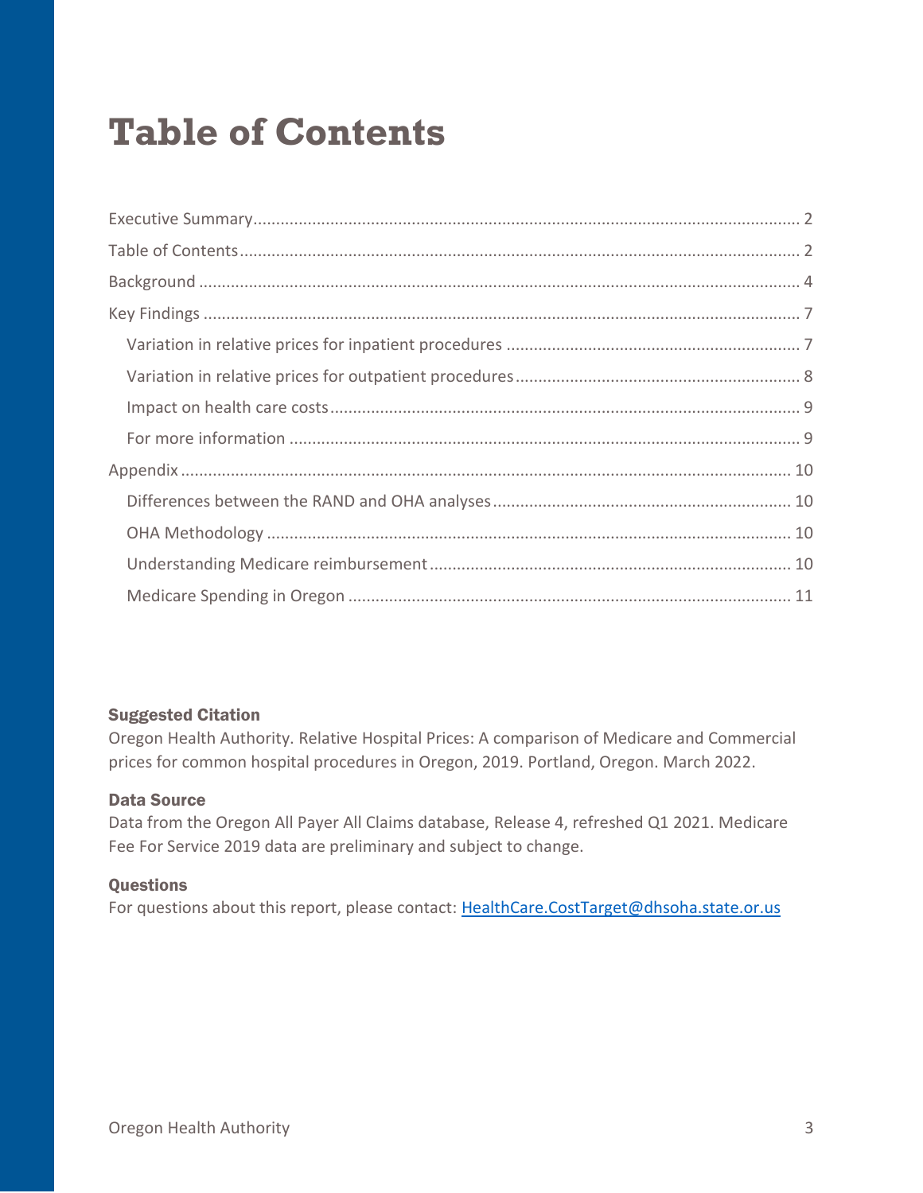# Table of Contents

- Executive Summary ........ 2
- Table of Contents ........ 2
- Background ........ 4
- Key Findings ........ 7
  - Variation in relative prices for inpatient procedures ........ 7
  - Variation in relative prices for outpatient procedures ........ 8
  - Impact on health care costs ........ 9
  - For more information ........ 9
- Appendix ........ 10
  - Differences between the RAND and OHA analyses ........ 10
  - OHA Methodology ........ 10
  - Understanding Medicare reimbursement ........ 10
  - Medicare Spending in Oregon ........ 11

### Suggested Citation

Oregon Health Authority. Relative Hospital Prices: A comparison of Medicare and Commercial prices for common hospital procedures in Oregon, 2019. Portland, Oregon. March 2022.

### Data Source

Data from the Oregon All Payer All Claims database, Release 4, refreshed Q1 2021. Medicare Fee For Service 2019 data are preliminary and subject to change.

### Questions

For questions about this report, please contact: HealthCare.CostTarget@dhsoha.state.or.us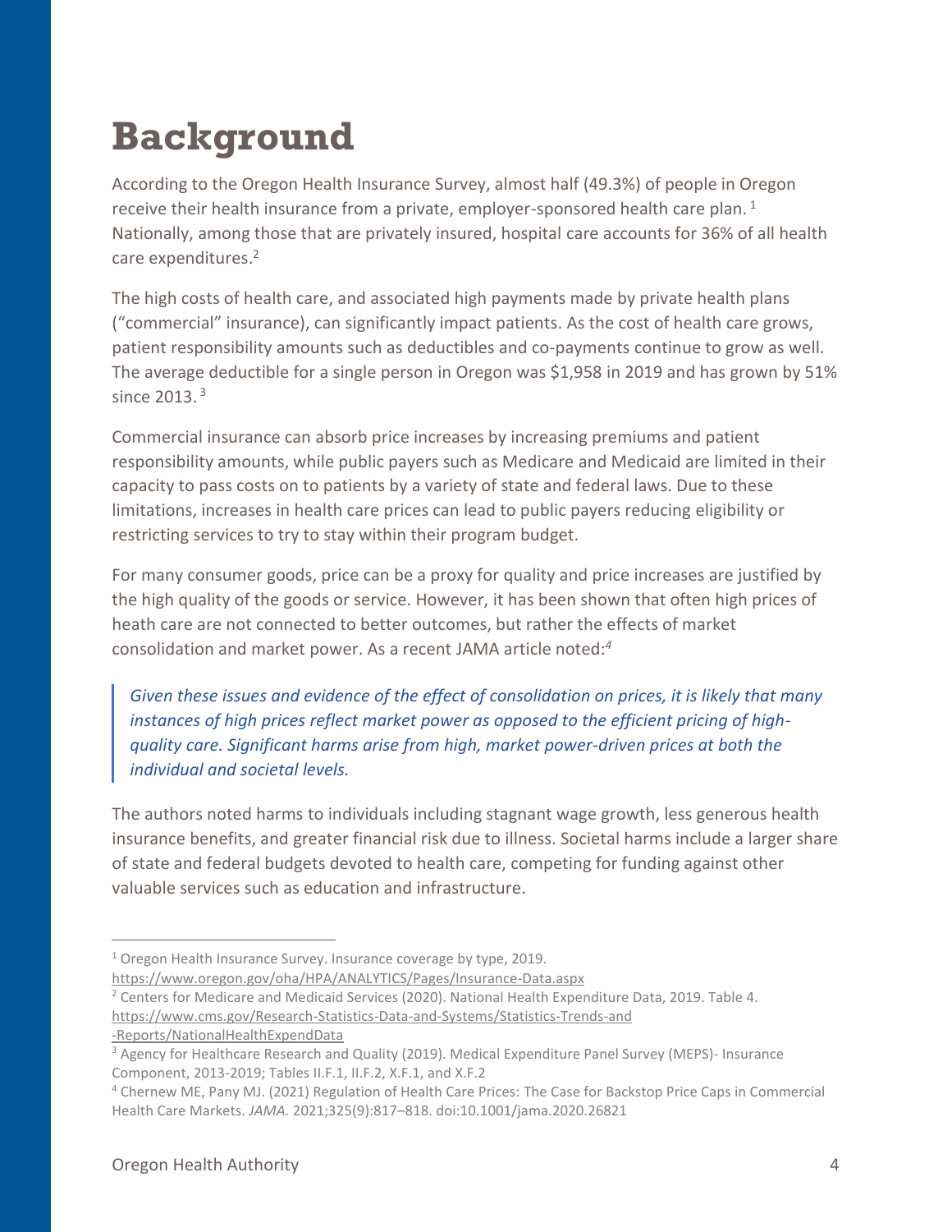# Background

According to the Oregon Health Insurance Survey, almost half (49.3%) of people in Oregon receive their health insurance from a private, employer-sponsored health care plan. [1] Nationally, among those that are privately insured, hospital care accounts for 36% of all health care expenditures.[2]

The high costs of health care, and associated high payments made by private health plans ("commercial" insurance), can significantly impact patients. As the cost of health care grows, patient responsibility amounts such as deductibles and co-payments continue to grow as well. The average deductible for a single person in Oregon was $1,958 in 2019 and has grown by 51% since 2013. [3]

Commercial insurance can absorb price increases by increasing premiums and patient responsibility amounts, while public payers such as Medicare and Medicaid are limited in their capacity to pass costs on to patients by a variety of state and federal laws. Due to these limitations, increases in health care prices can lead to public payers reducing eligibility or restricting services to try to stay within their program budget.

For many consumer goods, price can be a proxy for quality and price increases are justified by the high quality of the goods or service. However, it has been shown that often high prices of heath care are not connected to better outcomes, but rather the effects of market consolidation and market power. As a recent JAMA article noted:[4]

> *Given these issues and evidence of the effect of consolidation on prices, it is likely that many instances of high prices reflect market power as opposed to the efficient pricing of high-quality care. Significant harms arise from high, market power-driven prices at both the individual and societal levels.*

The authors noted harms to individuals including stagnant wage growth, less generous health insurance benefits, and greater financial risk due to illness. Societal harms include a larger share of state and federal budgets devoted to health care, competing for funding against other valuable services such as education and infrastructure.

---

[1] Oregon Health Insurance Survey. Insurance coverage by type, 2019. https://www.oregon.gov/oha/HPA/ANALYTICS/Pages/Insurance-Data.aspx

[2] Centers for Medicare and Medicaid Services (2020). National Health Expenditure Data, 2019. Table 4. https://www.cms.gov/Research-Statistics-Data-and-Systems/Statistics-Trends-and-Reports/NationalHealthExpendData

[3] Agency for Healthcare Research and Quality (2019). Medical Expenditure Panel Survey (MEPS)- Insurance Component, 2013-2019; Tables II.F.1, II.F.2, X.F.1, and X.F.2

[4] Chernew ME, Pany MJ. (2021) Regulation of Health Care Prices: The Case for Backstop Price Caps in Commercial Health Care Markets. *JAMA.* 2021;325(9):817–818. doi:10.1001/jama.2020.26821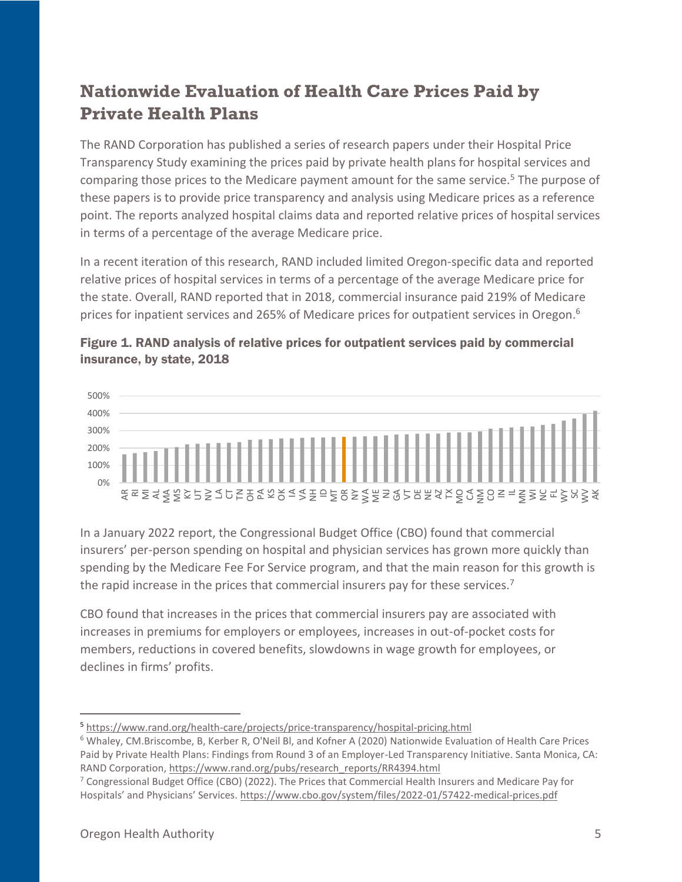## Nationwide Evaluation of Health Care Prices Paid by Private Health Plans

The RAND Corporation has published a series of research papers under their Hospital Price Transparency Study examining the prices paid by private health plans for hospital services and comparing those prices to the Medicare payment amount for the same service.[5] The purpose of these papers is to provide price transparency and analysis using Medicare prices as a reference point. The reports analyzed hospital claims data and reported relative prices of hospital services in terms of a percentage of the average Medicare price.

In a recent iteration of this research, RAND included limited Oregon-specific data and reported relative prices of hospital services in terms of a percentage of the average Medicare price for the state. Overall, RAND reported that in 2018, commercial insurance paid 219% of Medicare prices for inpatient services and 265% of Medicare prices for outpatient services in Oregon.[6]

**Figure 1. RAND analysis of relative prices for outpatient services paid by commercial insurance, by state, 2018**

In a January 2022 report, the Congressional Budget Office (CBO) found that commercial insurers' per-person spending on hospital and physician services has grown more quickly than spending by the Medicare Fee For Service program, and that the main reason for this growth is the rapid increase in the prices that commercial insurers pay for these services.[7]

CBO found that increases in the prices that commercial insurers pay are associated with increases in premiums for employers or employees, increases in out-of-pocket costs for members, reductions in covered benefits, slowdowns in wage growth for employees, or declines in firms' profits.

---

[5] https://www.rand.org/health-care/projects/price-transparency/hospital-pricing.html

[6] Whaley, CM.Briscombe, B, Kerber R, O'Neil Bl, and Kofner A (2020) Nationwide Evaluation of Health Care Prices Paid by Private Health Plans: Findings from Round 3 of an Employer-Led Transparency Initiative. Santa Monica, CA: RAND Corporation, https://www.rand.org/pubs/research_reports/RR4394.html

[7] Congressional Budget Office (CBO) (2022). The Prices that Commercial Health Insurers and Medicare Pay for Hospitals' and Physicians' Services. https://www.cbo.gov/system/files/2022-01/57422-medical-prices.pdf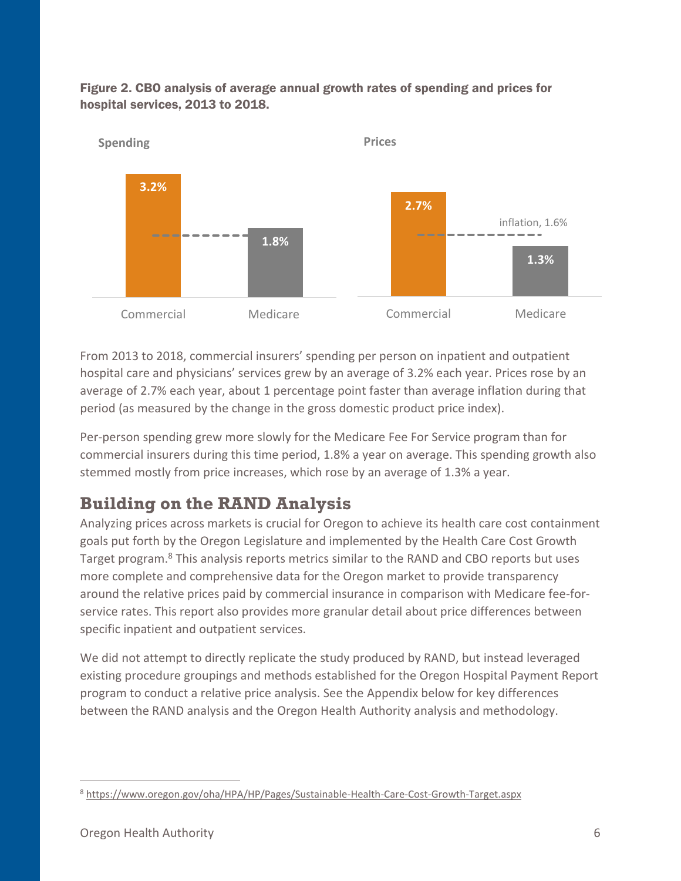**Figure 2. CBO analysis of average annual growth rates of spending and prices for hospital services, 2013 to 2018.**

| | Commercial | Medicare |
|---|---|---|
| Spending | 3.2% | 1.8% |
| Prices | 2.7% | 1.3% |

inflation, 1.6%

From 2013 to 2018, commercial insurers' spending per person on inpatient and outpatient hospital care and physicians' services grew by an average of 3.2% each year. Prices rose by an average of 2.7% each year, about 1 percentage point faster than average inflation during that period (as measured by the change in the gross domestic product price index).

Per-person spending grew more slowly for the Medicare Fee For Service program than for commercial insurers during this time period, 1.8% a year on average. This spending growth also stemmed mostly from price increases, which rose by an average of 1.3% a year.

## Building on the RAND Analysis

Analyzing prices across markets is crucial for Oregon to achieve its health care cost containment goals put forth by the Oregon Legislature and implemented by the Health Care Cost Growth Target program.[8] This analysis reports metrics similar to the RAND and CBO reports but uses more complete and comprehensive data for the Oregon market to provide transparency around the relative prices paid by commercial insurance in comparison with Medicare fee-for-service rates. This report also provides more granular detail about price differences between specific inpatient and outpatient services.

We did not attempt to directly replicate the study produced by RAND, but instead leveraged existing procedure groupings and methods established for the Oregon Hospital Payment Report program to conduct a relative price analysis. See the Appendix below for key differences between the RAND analysis and the Oregon Health Authority analysis and methodology.

[8] https://www.oregon.gov/oha/HPA/HP/Pages/Sustainable-Health-Care-Cost-Growth-Target.aspx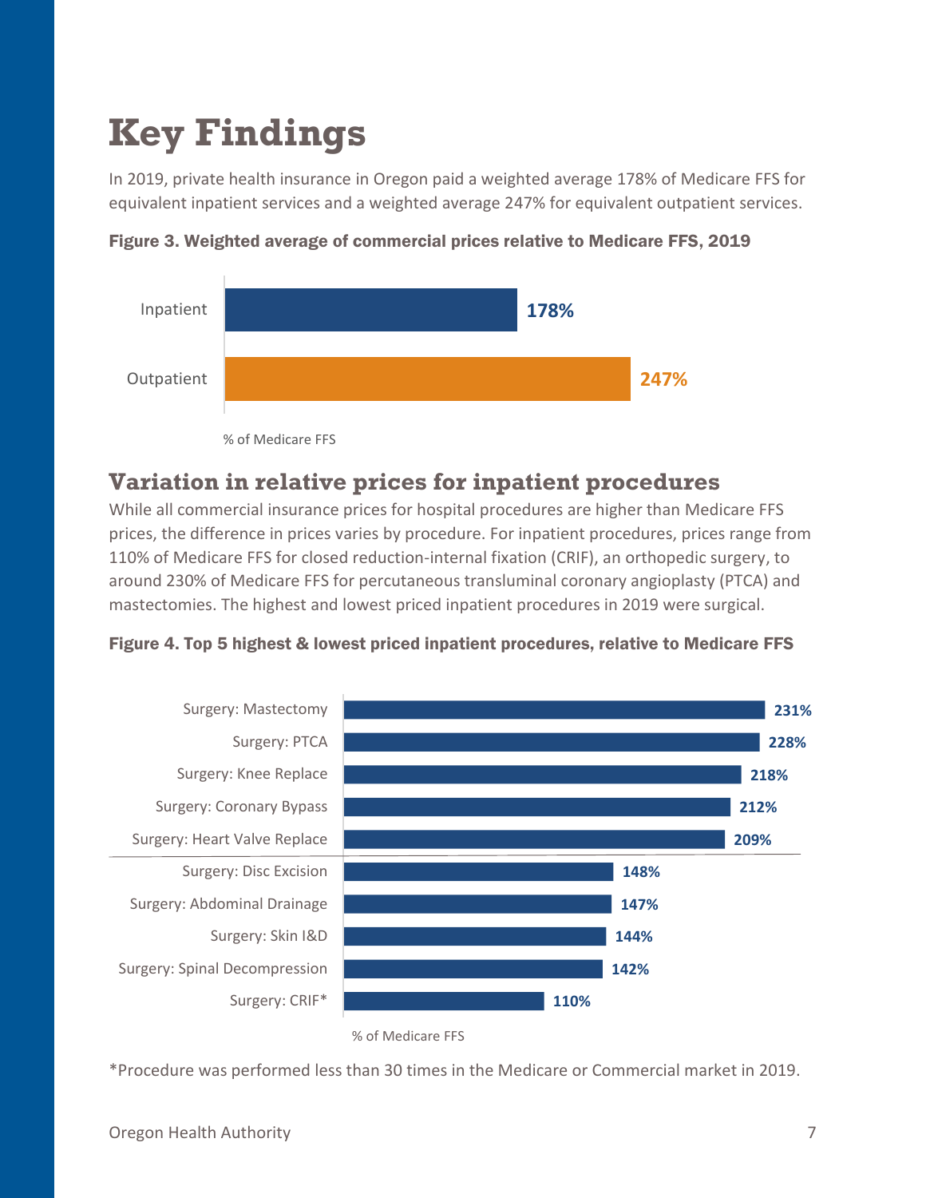# Key Findings

In 2019, private health insurance in Oregon paid a weighted average 178% of Medicare FFS for equivalent inpatient services and a weighted average 247% for equivalent outpatient services.

**Figure 3. Weighted average of commercial prices relative to Medicare FFS, 2019**

| | % of Medicare FFS |
|---|---|
| Inpatient | 178% |
| Outpatient | 247% |

## Variation in relative prices for inpatient procedures

While all commercial insurance prices for hospital procedures are higher than Medicare FFS prices, the difference in prices varies by procedure. For inpatient procedures, prices range from 110% of Medicare FFS for closed reduction-internal fixation (CRIF), an orthopedic surgery, to around 230% of Medicare FFS for percutaneous transluminal coronary angioplasty (PTCA) and mastectomies. The highest and lowest priced inpatient procedures in 2019 were surgical.

**Figure 4. Top 5 highest & lowest priced inpatient procedures, relative to Medicare FFS**

| Procedure | % of Medicare FFS |
|---|---|
| Surgery: Mastectomy | 231% |
| Surgery: PTCA | 228% |
| Surgery: Knee Replace | 218% |
| Surgery: Coronary Bypass | 212% |
| Surgery: Heart Valve Replace | 209% |
| Surgery: Disc Excision | 148% |
| Surgery: Abdominal Drainage | 147% |
| Surgery: Skin I&D | 144% |
| Surgery: Spinal Decompression | 142% |
| Surgery: CRIF* | 110% |

*Procedure was performed less than 30 times in the Medicare or Commercial market in 2019.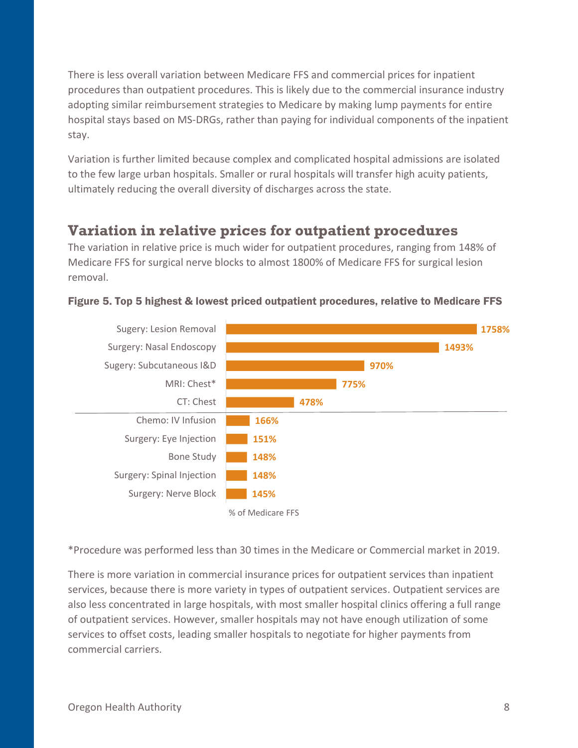There is less overall variation between Medicare FFS and commercial prices for inpatient procedures than outpatient procedures. This is likely due to the commercial insurance industry adopting similar reimbursement strategies to Medicare by making lump payments for entire hospital stays based on MS-DRGs, rather than paying for individual components of the inpatient stay.

Variation is further limited because complex and complicated hospital admissions are isolated to the few large urban hospitals. Smaller or rural hospitals will transfer high acuity patients, ultimately reducing the overall diversity of discharges across the state.

## Variation in relative prices for outpatient procedures

The variation in relative price is much wider for outpatient procedures, ranging from 148% of Medicare FFS for surgical nerve blocks to almost 1800% of Medicare FFS for surgical lesion removal.

**Figure 5. Top 5 highest & lowest priced outpatient procedures, relative to Medicare FFS**

| Procedure | % of Medicare FFS |
|---|---|
| Sugery: Lesion Removal | 1758% |
| Surgery: Nasal Endoscopy | 1493% |
| Sugery: Subcutaneous I&D | 970% |
| MRI: Chest* | 775% |
| CT: Chest | 478% |
| Chemo: IV Infusion | 166% |
| Surgery: Eye Injection | 151% |
| Bone Study | 148% |
| Surgery: Spinal Injection | 148% |
| Surgery: Nerve Block | 145% |

*Procedure was performed less than 30 times in the Medicare or Commercial market in 2019.

There is more variation in commercial insurance prices for outpatient services than inpatient services, because there is more variety in types of outpatient services. Outpatient services are also less concentrated in large hospitals, with most smaller hospital clinics offering a full range of outpatient services. However, smaller hospitals may not have enough utilization of some services to offset costs, leading smaller hospitals to negotiate for higher payments from commercial carriers.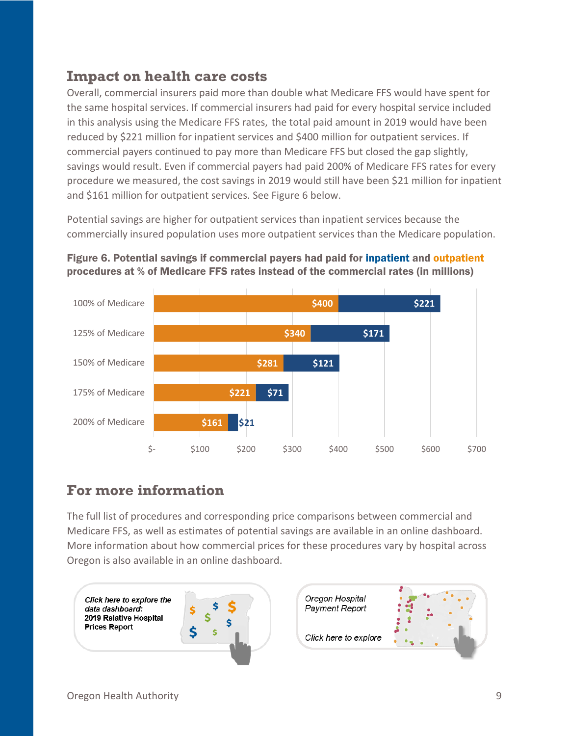## Impact on health care costs

Overall, commercial insurers paid more than double what Medicare FFS would have spent for the same hospital services. If commercial insurers had paid for every hospital service included in this analysis using the Medicare FFS rates, the total paid amount in 2019 would have been reduced by $221 million for inpatient services and $400 million for outpatient services. If commercial payers continued to pay more than Medicare FFS but closed the gap slightly, savings would result. Even if commercial payers had paid 200% of Medicare FFS rates for every procedure we measured, the cost savings in 2019 would still have been $21 million for inpatient and $161 million for outpatient services. See Figure 6 below.

Potential savings are higher for outpatient services than inpatient services because the commercially insured population uses more outpatient services than the Medicare population.

**Figure 6. Potential savings if commercial payers had paid for inpatient and outpatient procedures at % of Medicare FFS rates instead of the commercial rates (in millions)**

| | Outpatient | Inpatient |
|---|---|---|
| 100% of Medicare | $400 | $221 |
| 125% of Medicare | $340 | $171 |
| 150% of Medicare | $281 | $121 |
| 175% of Medicare | $221 | $71 |
| 200% of Medicare | $161 | $21 |

## For more information

The full list of procedures and corresponding price comparisons between commercial and Medicare FFS, as well as estimates of potential savings are available in an online dashboard. More information about how commercial prices for these procedures vary by hospital across Oregon is also available in an online dashboard.

*Click here to explore the data dashboard:* **2019 Relative Hospital Prices Report**

*Oregon Hospital Payment Report*

*Click here to explore*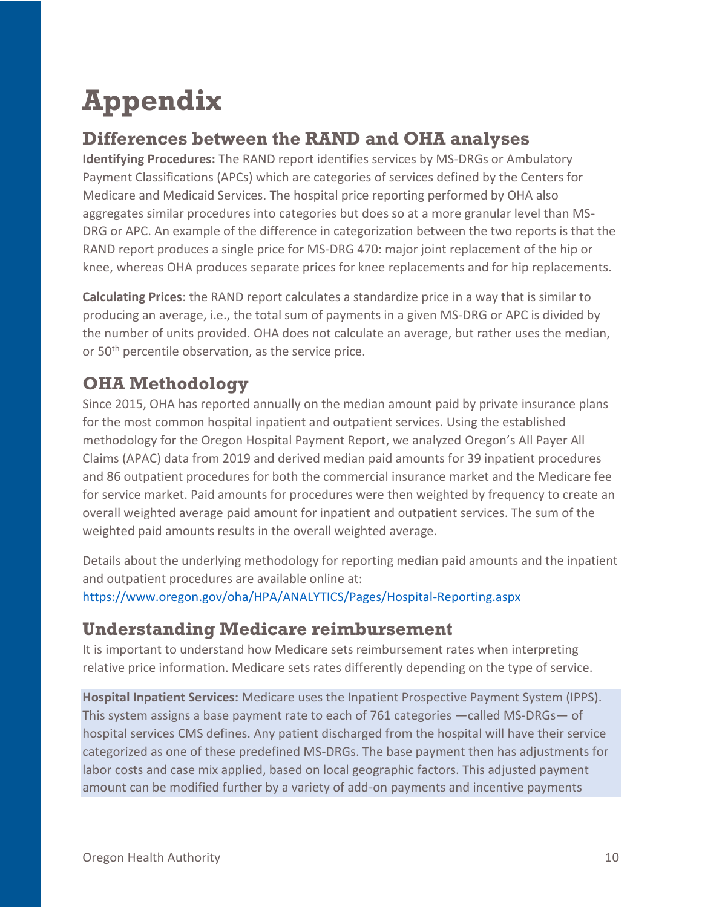# Appendix

## Differences between the RAND and OHA analyses

**Identifying Procedures:** The RAND report identifies services by MS-DRGs or Ambulatory Payment Classifications (APCs) which are categories of services defined by the Centers for Medicare and Medicaid Services. The hospital price reporting performed by OHA also aggregates similar procedures into categories but does so at a more granular level than MS-DRG or APC. An example of the difference in categorization between the two reports is that the RAND report produces a single price for MS-DRG 470: major joint replacement of the hip or knee, whereas OHA produces separate prices for knee replacements and for hip replacements.

**Calculating Prices**: the RAND report calculates a standardize price in a way that is similar to producing an average, i.e., the total sum of payments in a given MS-DRG or APC is divided by the number of units provided. OHA does not calculate an average, but rather uses the median, or 50th percentile observation, as the service price.

## OHA Methodology

Since 2015, OHA has reported annually on the median amount paid by private insurance plans for the most common hospital inpatient and outpatient services. Using the established methodology for the Oregon Hospital Payment Report, we analyzed Oregon's All Payer All Claims (APAC) data from 2019 and derived median paid amounts for 39 inpatient procedures and 86 outpatient procedures for both the commercial insurance market and the Medicare fee for service market. Paid amounts for procedures were then weighted by frequency to create an overall weighted average paid amount for inpatient and outpatient services. The sum of the weighted paid amounts results in the overall weighted average.

Details about the underlying methodology for reporting median paid amounts and the inpatient and outpatient procedures are available online at:
[https://www.oregon.gov/oha/HPA/ANALYTICS/Pages/Hospital-Reporting.aspx](https://www.oregon.gov/oha/HPA/ANALYTICS/Pages/Hospital-Reporting.aspx)

## Understanding Medicare reimbursement

It is important to understand how Medicare sets reimbursement rates when interpreting relative price information. Medicare sets rates differently depending on the type of service.

**Hospital Inpatient Services:** Medicare uses the Inpatient Prospective Payment System (IPPS). This system assigns a base payment rate to each of 761 categories —called MS-DRGs— of hospital services CMS defines. Any patient discharged from the hospital will have their service categorized as one of these predefined MS-DRGs. The base payment then has adjustments for labor costs and case mix applied, based on local geographic factors. This adjusted payment amount can be modified further by a variety of add-on payments and incentive payments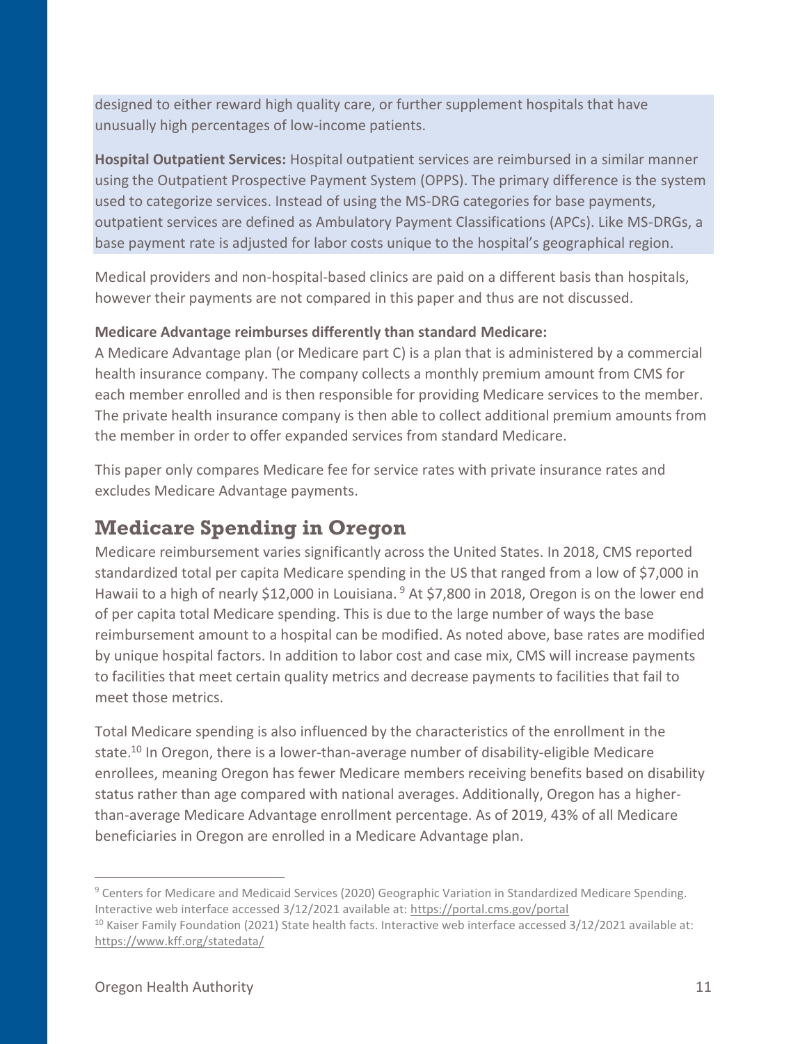designed to either reward high quality care, or further supplement hospitals that have unusually high percentages of low-income patients.

**Hospital Outpatient Services:** Hospital outpatient services are reimbursed in a similar manner using the Outpatient Prospective Payment System (OPPS). The primary difference is the system used to categorize services. Instead of using the MS-DRG categories for base payments, outpatient services are defined as Ambulatory Payment Classifications (APCs). Like MS-DRGs, a base payment rate is adjusted for labor costs unique to the hospital's geographical region.

Medical providers and non-hospital-based clinics are paid on a different basis than hospitals, however their payments are not compared in this paper and thus are not discussed.

**Medicare Advantage reimburses differently than standard Medicare:**
A Medicare Advantage plan (or Medicare part C) is a plan that is administered by a commercial health insurance company. The company collects a monthly premium amount from CMS for each member enrolled and is then responsible for providing Medicare services to the member. The private health insurance company is then able to collect additional premium amounts from the member in order to offer expanded services from standard Medicare.

This paper only compares Medicare fee for service rates with private insurance rates and excludes Medicare Advantage payments.

## Medicare Spending in Oregon

Medicare reimbursement varies significantly across the United States. In 2018, CMS reported standardized total per capita Medicare spending in the US that ranged from a low of $7,000 in Hawaii to a high of nearly $12,000 in Louisiana. [9] At $7,800 in 2018, Oregon is on the lower end of per capita total Medicare spending. This is due to the large number of ways the base reimbursement amount to a hospital can be modified. As noted above, base rates are modified by unique hospital factors. In addition to labor cost and case mix, CMS will increase payments to facilities that meet certain quality metrics and decrease payments to facilities that fail to meet those metrics.

Total Medicare spending is also influenced by the characteristics of the enrollment in the state.[10] In Oregon, there is a lower-than-average number of disability-eligible Medicare enrollees, meaning Oregon has fewer Medicare members receiving benefits based on disability status rather than age compared with national averages. Additionally, Oregon has a higher-than-average Medicare Advantage enrollment percentage. As of 2019, 43% of all Medicare beneficiaries in Oregon are enrolled in a Medicare Advantage plan.

---

[9] Centers for Medicare and Medicaid Services (2020) Geographic Variation in Standardized Medicare Spending. Interactive web interface accessed 3/12/2021 available at: https://portal.cms.gov/portal

[10] Kaiser Family Foundation (2021) State health facts. Interactive web interface accessed 3/12/2021 available at: https://www.kff.org/statedata/